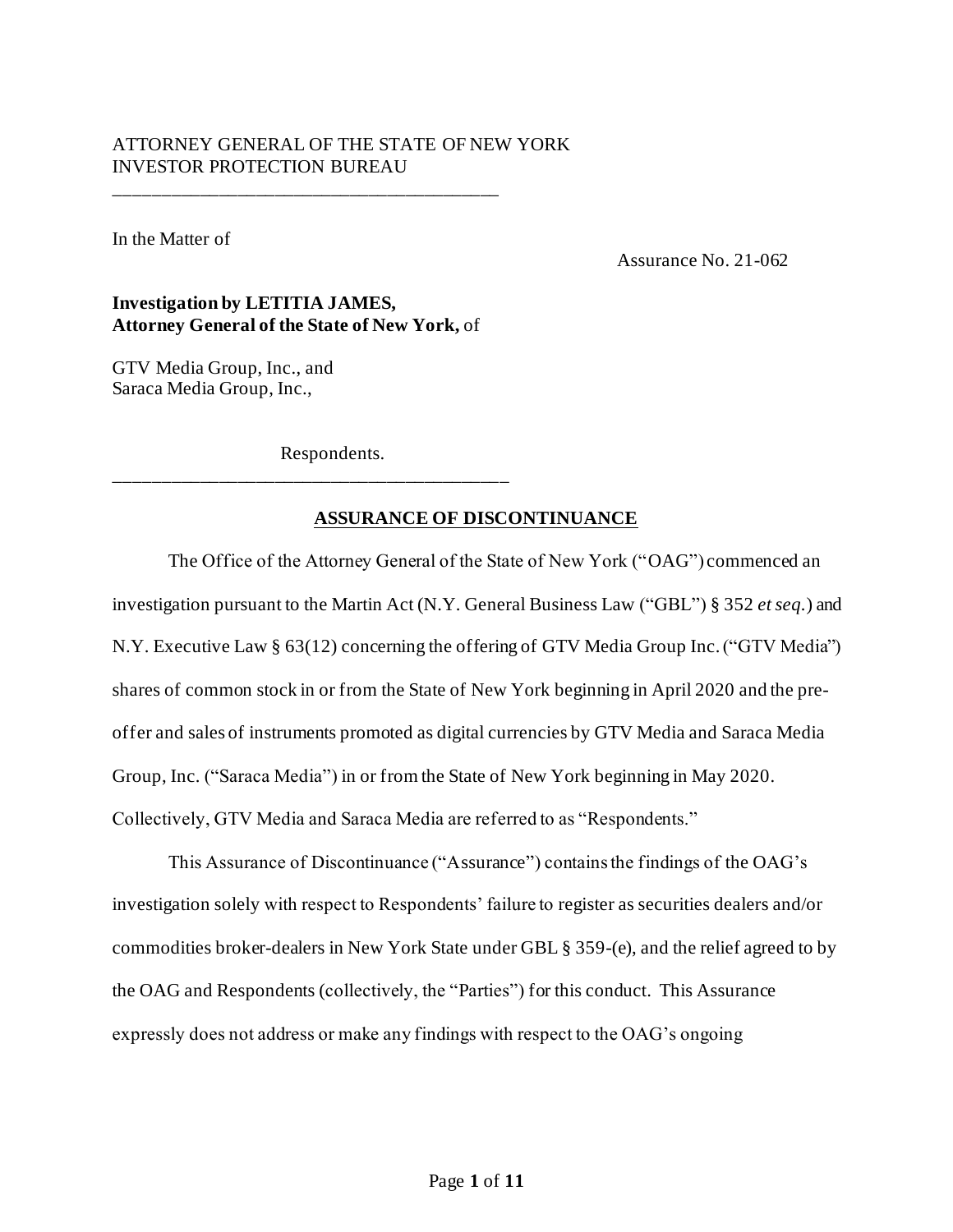ATTORNEY GENERAL OF THE STATE OF NEW YORK
INVESTOR PROTECTION BUREAU

---

In the Matter of

Assurance No. 21-062

**Investigation by LETITIA JAMES,**
**Attorney General of the State of New York,** of

GTV Media Group, Inc., and
Saraca Media Group, Inc.,

Respondents.

---

## ASSURANCE OF DISCONTINUANCE

The Office of the Attorney General of the State of New York ("OAG") commenced an investigation pursuant to the Martin Act (N.Y. General Business Law ("GBL") § 352 *et seq.*) and N.Y. Executive Law § 63(12) concerning the offering of GTV Media Group Inc. ("GTV Media") shares of common stock in or from the State of New York beginning in April 2020 and the pre-offer and sales of instruments promoted as digital currencies by GTV Media and Saraca Media Group, Inc. ("Saraca Media") in or from the State of New York beginning in May 2020. Collectively, GTV Media and Saraca Media are referred to as "Respondents."

This Assurance of Discontinuance ("Assurance") contains the findings of the OAG's investigation solely with respect to Respondents' failure to register as securities dealers and/or commodities broker-dealers in New York State under GBL § 359-(e), and the relief agreed to by the OAG and Respondents (collectively, the "Parties") for this conduct. This Assurance expressly does not address or make any findings with respect to the OAG's ongoing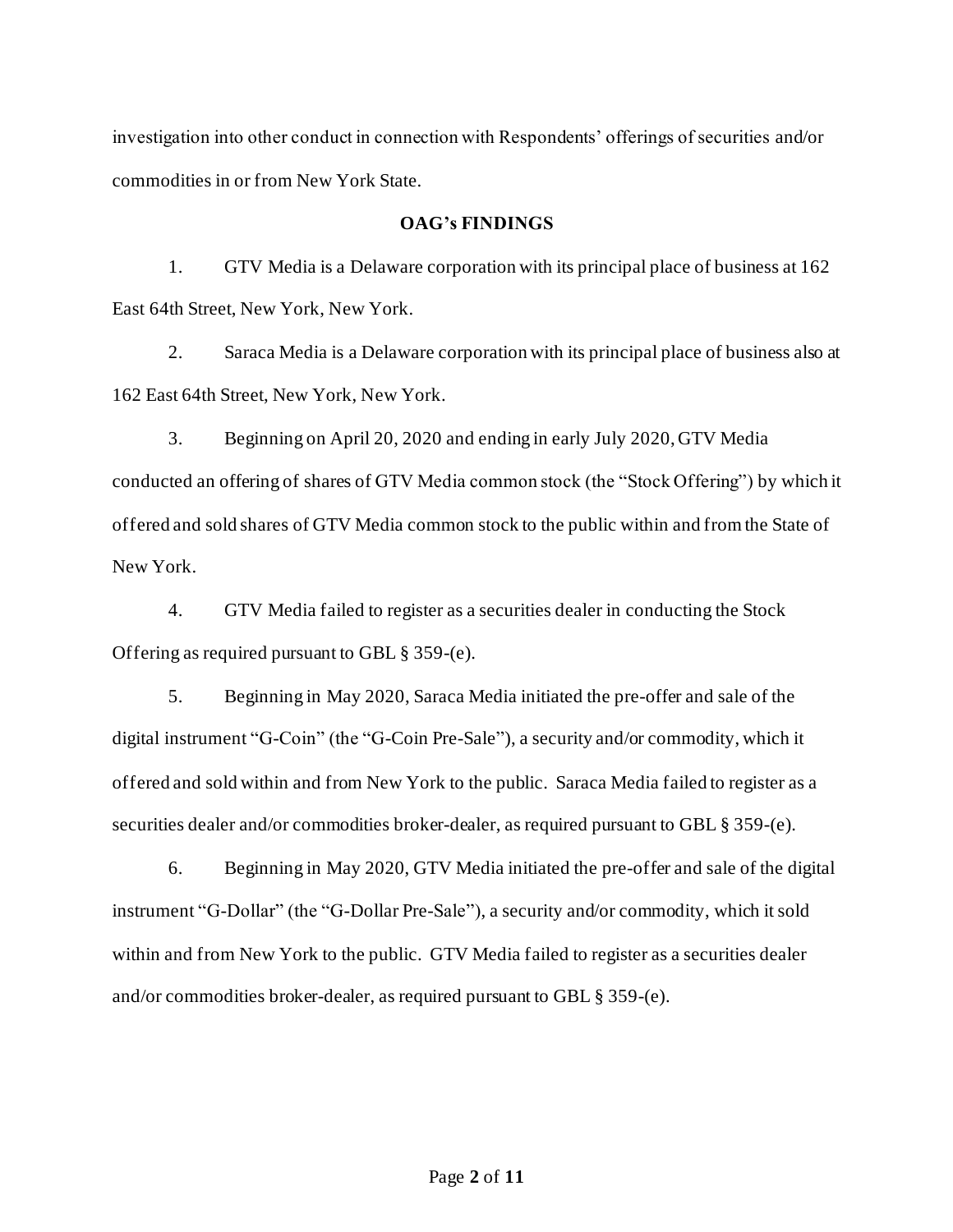investigation into other conduct in connection with Respondents' offerings of securities and/or commodities in or from New York State.

**OAG's FINDINGS**

1. GTV Media is a Delaware corporation with its principal place of business at 162 East 64th Street, New York, New York.

2. Saraca Media is a Delaware corporation with its principal place of business also at 162 East 64th Street, New York, New York.

3. Beginning on April 20, 2020 and ending in early July 2020, GTV Media conducted an offering of shares of GTV Media common stock (the "Stock Offering") by which it offered and sold shares of GTV Media common stock to the public within and from the State of New York.

4. GTV Media failed to register as a securities dealer in conducting the Stock Offering as required pursuant to GBL § 359-(e).

5. Beginning in May 2020, Saraca Media initiated the pre-offer and sale of the digital instrument "G-Coin" (the "G-Coin Pre-Sale"), a security and/or commodity, which it offered and sold within and from New York to the public. Saraca Media failed to register as a securities dealer and/or commodities broker-dealer, as required pursuant to GBL § 359-(e).

6. Beginning in May 2020, GTV Media initiated the pre-offer and sale of the digital instrument "G-Dollar" (the "G-Dollar Pre-Sale"), a security and/or commodity, which it sold within and from New York to the public. GTV Media failed to register as a securities dealer and/or commodities broker-dealer, as required pursuant to GBL § 359-(e).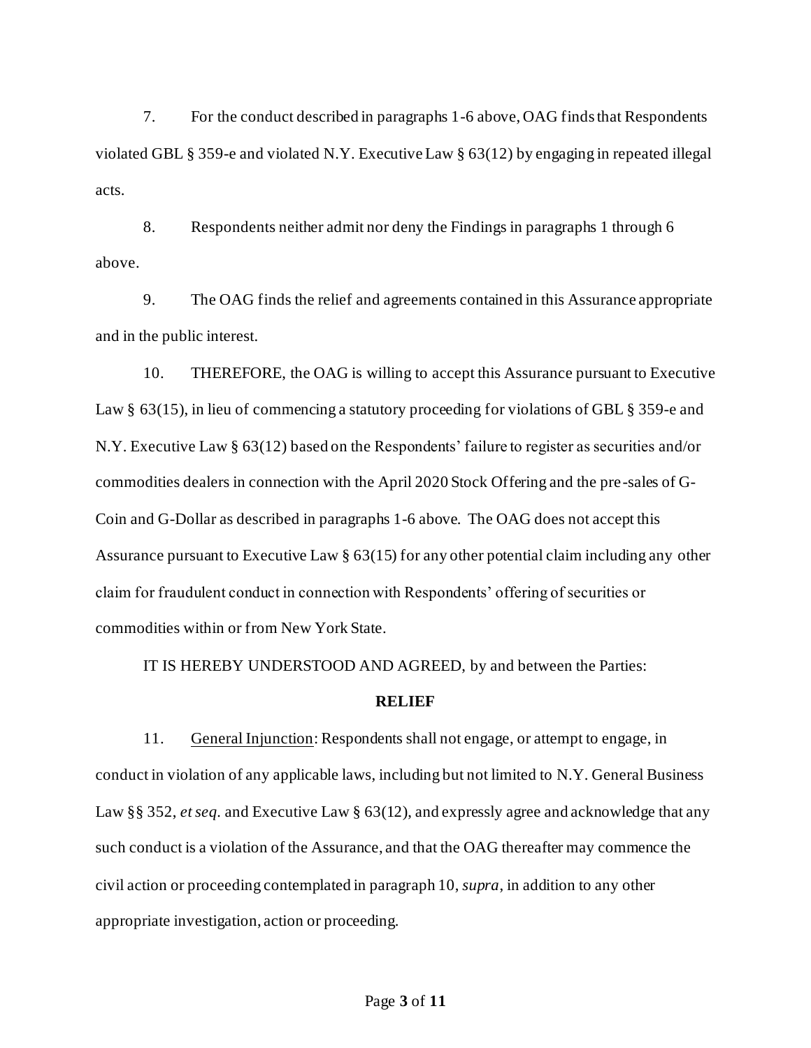7. For the conduct described in paragraphs 1-6 above, OAG finds that Respondents violated GBL § 359-e and violated N.Y. Executive Law § 63(12) by engaging in repeated illegal acts.

8. Respondents neither admit nor deny the Findings in paragraphs 1 through 6 above.

9. The OAG finds the relief and agreements contained in this Assurance appropriate and in the public interest.

10. THEREFORE, the OAG is willing to accept this Assurance pursuant to Executive Law § 63(15), in lieu of commencing a statutory proceeding for violations of GBL § 359-e and N.Y. Executive Law § 63(12) based on the Respondents' failure to register as securities and/or commodities dealers in connection with the April 2020 Stock Offering and the pre-sales of G-Coin and G-Dollar as described in paragraphs 1-6 above. The OAG does not accept this Assurance pursuant to Executive Law § 63(15) for any other potential claim including any other claim for fraudulent conduct in connection with Respondents' offering of securities or commodities within or from New York State.

IT IS HEREBY UNDERSTOOD AND AGREED, by and between the Parties:

**RELIEF**

11. General Injunction: Respondents shall not engage, or attempt to engage, in conduct in violation of any applicable laws, including but not limited to N.Y. General Business Law §§ 352, *et seq.* and Executive Law § 63(12), and expressly agree and acknowledge that any such conduct is a violation of the Assurance, and that the OAG thereafter may commence the civil action or proceeding contemplated in paragraph 10, *supra*, in addition to any other appropriate investigation, action or proceeding.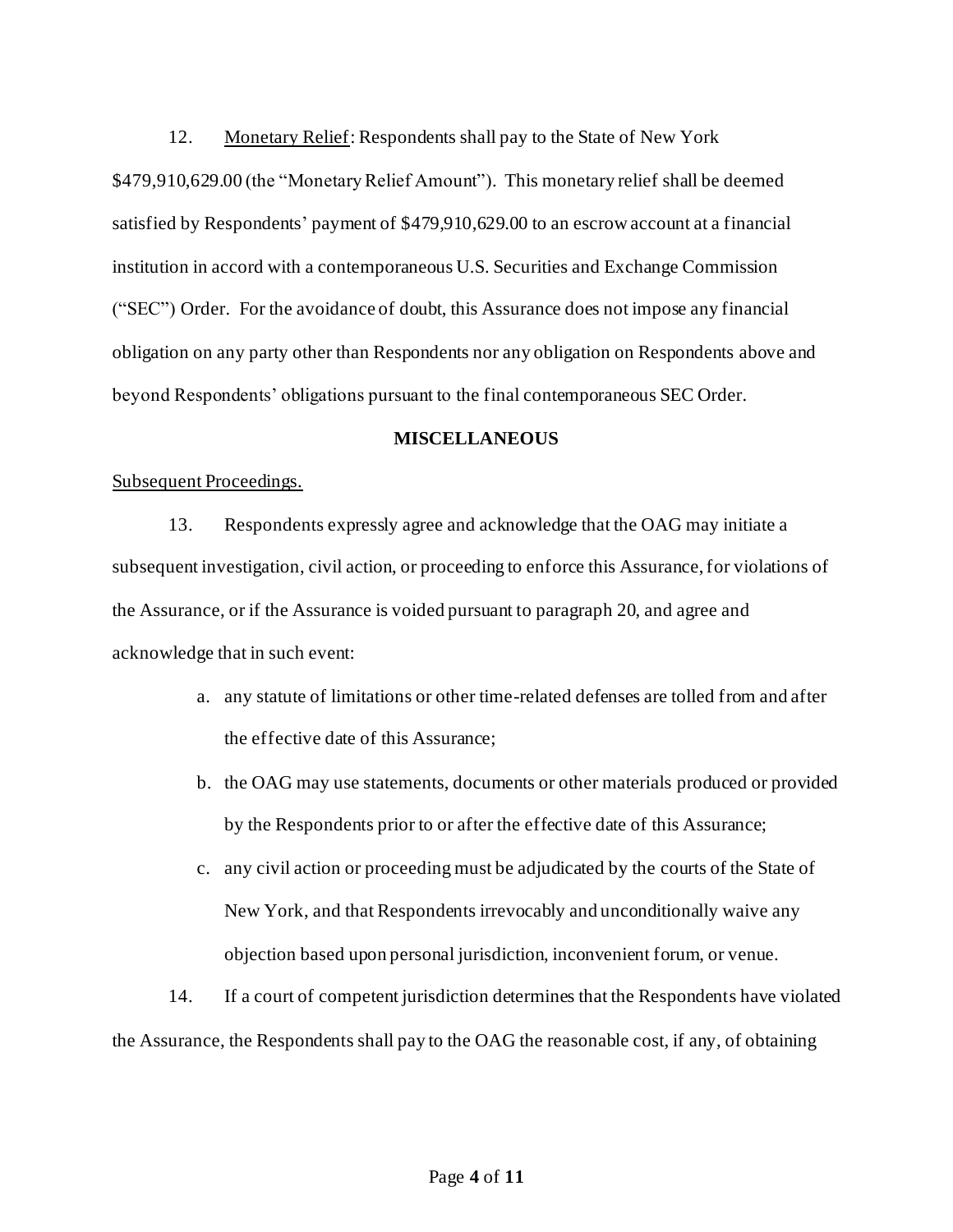12. Monetary Relief: Respondents shall pay to the State of New York $479,910,629.00 (the "Monetary Relief Amount"). This monetary relief shall be deemed satisfied by Respondents' payment of $479,910,629.00 to an escrow account at a financial institution in accord with a contemporaneous U.S. Securities and Exchange Commission ("SEC") Order. For the avoidance of doubt, this Assurance does not impose any financial obligation on any party other than Respondents nor any obligation on Respondents above and beyond Respondents' obligations pursuant to the final contemporaneous SEC Order.

**MISCELLANEOUS**

Subsequent Proceedings.

13. Respondents expressly agree and acknowledge that the OAG may initiate a subsequent investigation, civil action, or proceeding to enforce this Assurance, for violations of the Assurance, or if the Assurance is voided pursuant to paragraph 20, and agree and acknowledge that in such event:

a. any statute of limitations or other time-related defenses are tolled from and after the effective date of this Assurance;

b. the OAG may use statements, documents or other materials produced or provided by the Respondents prior to or after the effective date of this Assurance;

c. any civil action or proceeding must be adjudicated by the courts of the State of New York, and that Respondents irrevocably and unconditionally waive any objection based upon personal jurisdiction, inconvenient forum, or venue.

14. If a court of competent jurisdiction determines that the Respondents have violated the Assurance, the Respondents shall pay to the OAG the reasonable cost, if any, of obtaining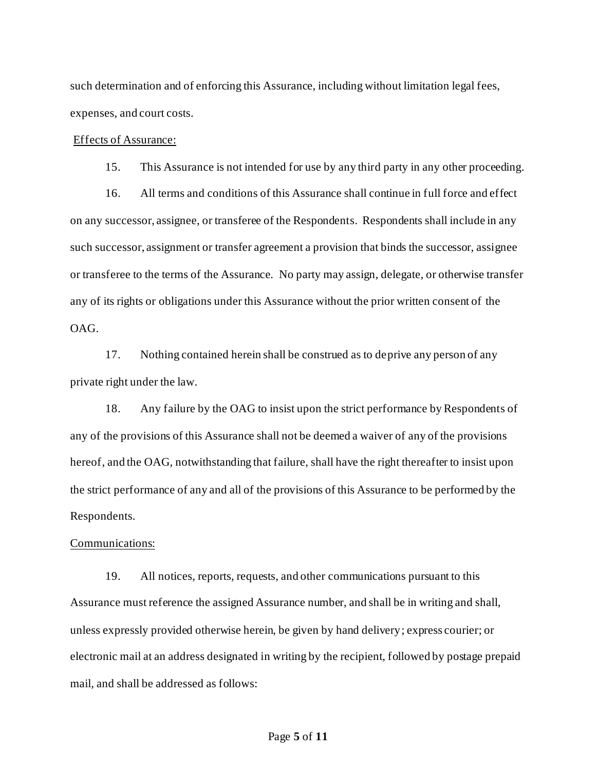such determination and of enforcing this Assurance, including without limitation legal fees, expenses, and court costs.

Effects of Assurance:

15. This Assurance is not intended for use by any third party in any other proceeding.

16. All terms and conditions of this Assurance shall continue in full force and effect on any successor, assignee, or transferee of the Respondents. Respondents shall include in any such successor, assignment or transfer agreement a provision that binds the successor, assignee or transferee to the terms of the Assurance. No party may assign, delegate, or otherwise transfer any of its rights or obligations under this Assurance without the prior written consent of the OAG.

17. Nothing contained herein shall be construed as to deprive any person of any private right under the law.

18. Any failure by the OAG to insist upon the strict performance by Respondents of any of the provisions of this Assurance shall not be deemed a waiver of any of the provisions hereof, and the OAG, notwithstanding that failure, shall have the right thereafter to insist upon the strict performance of any and all of the provisions of this Assurance to be performed by the Respondents.

Communications:

19. All notices, reports, requests, and other communications pursuant to this Assurance must reference the assigned Assurance number, and shall be in writing and shall, unless expressly provided otherwise herein, be given by hand delivery; express courier; or electronic mail at an address designated in writing by the recipient, followed by postage prepaid mail, and shall be addressed as follows: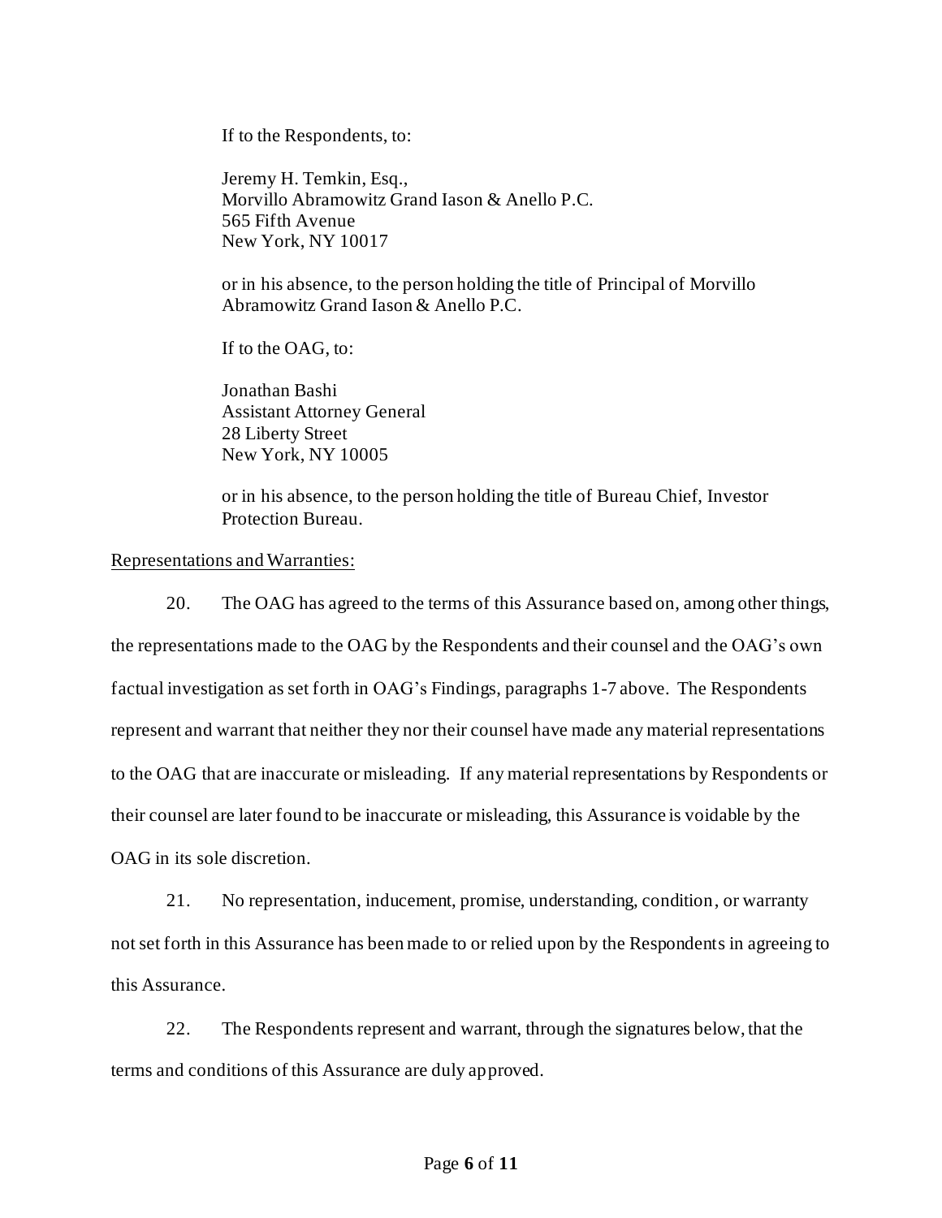If to the Respondents, to:

Jeremy H. Temkin, Esq.,
Morvillo Abramowitz Grand Iason & Anello P.C.
565 Fifth Avenue
New York, NY 10017

or in his absence, to the person holding the title of Principal of Morvillo Abramowitz Grand Iason & Anello P.C.

If to the OAG, to:

Jonathan Bashi
Assistant Attorney General
28 Liberty Street
New York, NY 10005

or in his absence, to the person holding the title of Bureau Chief, Investor Protection Bureau.

Representations and Warranties:

20. The OAG has agreed to the terms of this Assurance based on, among other things, the representations made to the OAG by the Respondents and their counsel and the OAG's own factual investigation as set forth in OAG's Findings, paragraphs 1-7 above. The Respondents represent and warrant that neither they nor their counsel have made any material representations to the OAG that are inaccurate or misleading. If any material representations by Respondents or their counsel are later found to be inaccurate or misleading, this Assurance is voidable by the OAG in its sole discretion.

21. No representation, inducement, promise, understanding, condition, or warranty not set forth in this Assurance has been made to or relied upon by the Respondents in agreeing to this Assurance.

22. The Respondents represent and warrant, through the signatures below, that the terms and conditions of this Assurance are duly approved.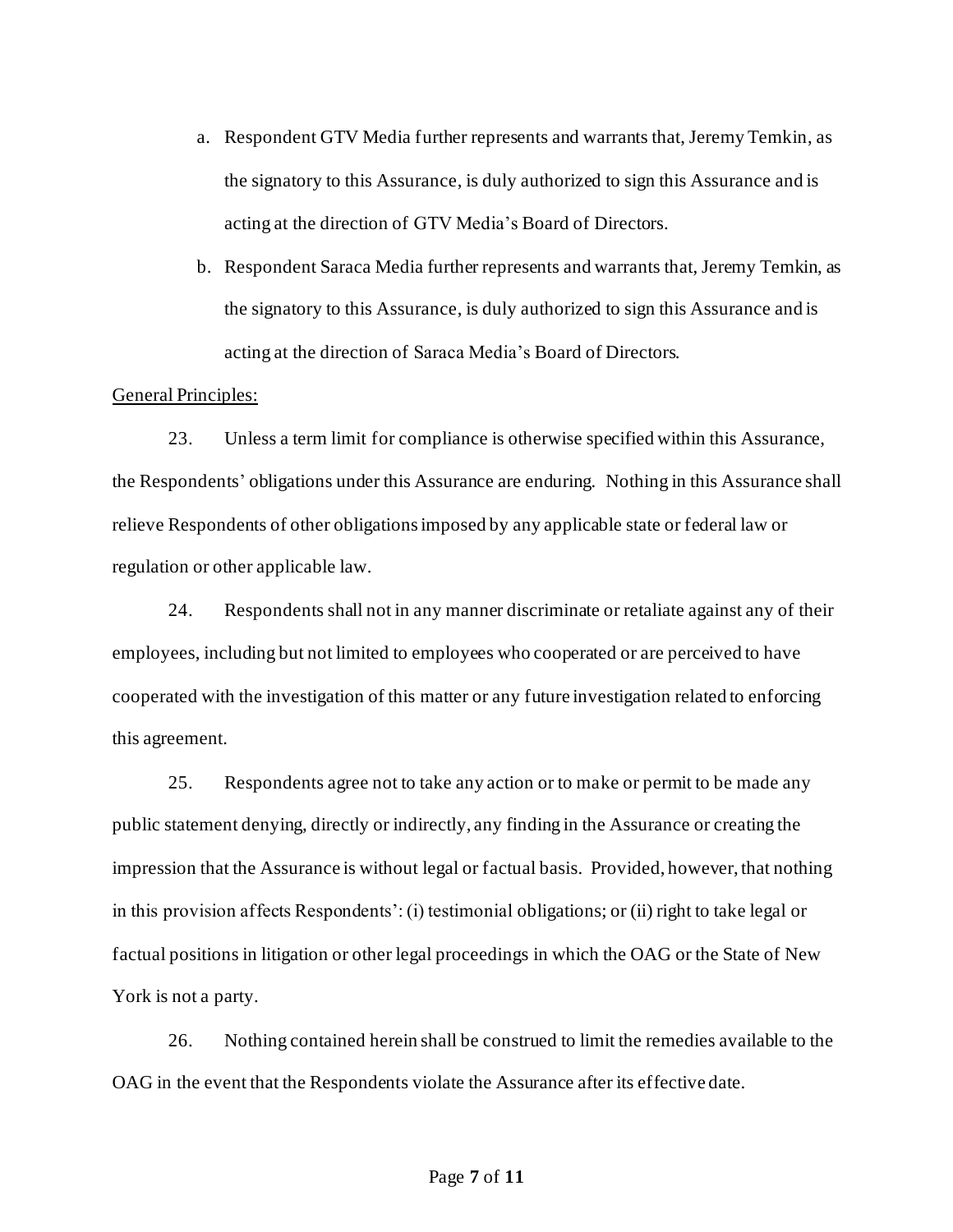a. Respondent GTV Media further represents and warrants that, Jeremy Temkin, as the signatory to this Assurance, is duly authorized to sign this Assurance and is acting at the direction of GTV Media's Board of Directors.

b. Respondent Saraca Media further represents and warrants that, Jeremy Temkin, as the signatory to this Assurance, is duly authorized to sign this Assurance and is acting at the direction of Saraca Media's Board of Directors.

General Principles:

23. Unless a term limit for compliance is otherwise specified within this Assurance, the Respondents' obligations under this Assurance are enduring. Nothing in this Assurance shall relieve Respondents of other obligations imposed by any applicable state or federal law or regulation or other applicable law.

24. Respondents shall not in any manner discriminate or retaliate against any of their employees, including but not limited to employees who cooperated or are perceived to have cooperated with the investigation of this matter or any future investigation related to enforcing this agreement.

25. Respondents agree not to take any action or to make or permit to be made any public statement denying, directly or indirectly, any finding in the Assurance or creating the impression that the Assurance is without legal or factual basis. Provided, however, that nothing in this provision affects Respondents': (i) testimonial obligations; or (ii) right to take legal or factual positions in litigation or other legal proceedings in which the OAG or the State of New York is not a party.

26. Nothing contained herein shall be construed to limit the remedies available to the OAG in the event that the Respondents violate the Assurance after its effective date.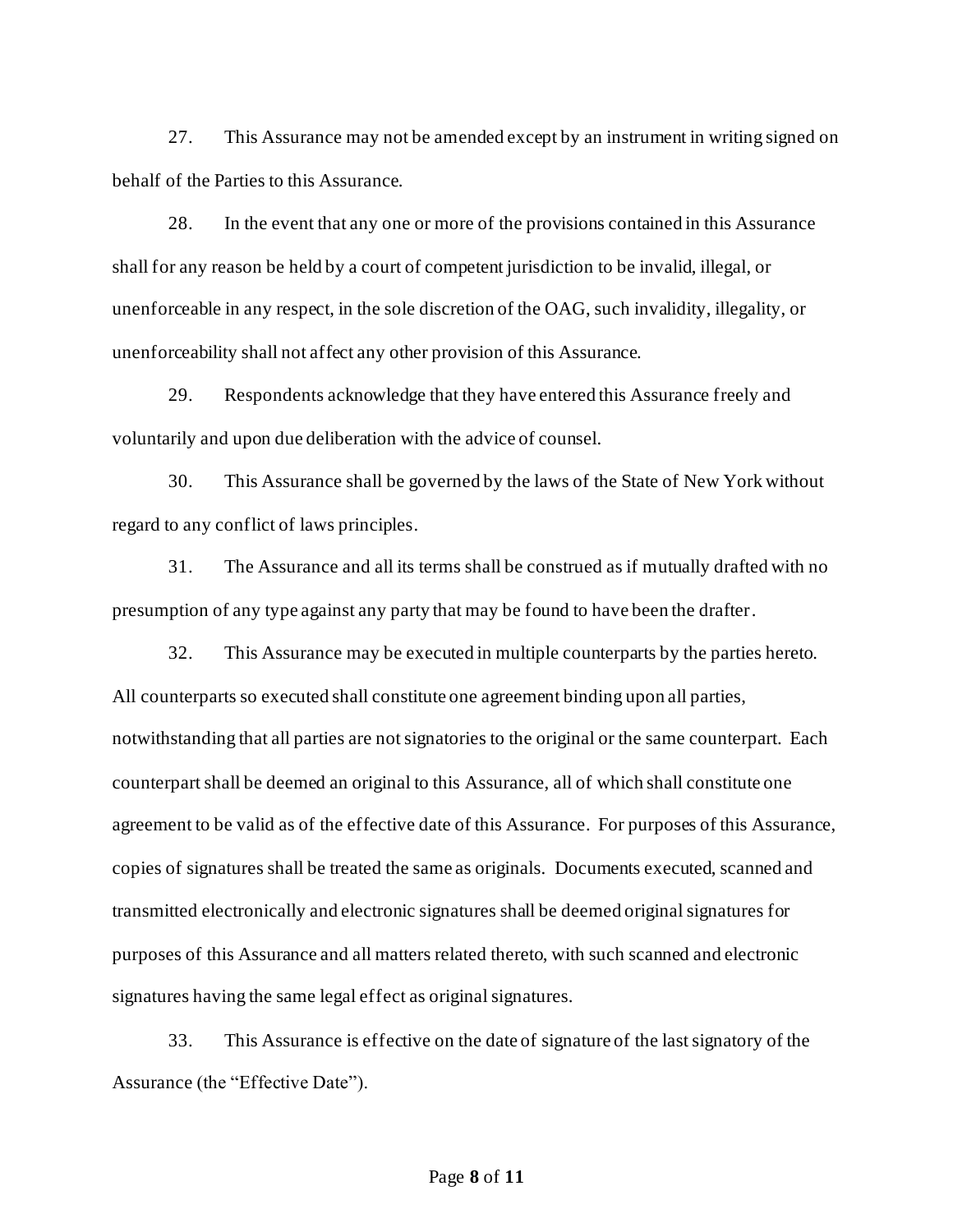27. This Assurance may not be amended except by an instrument in writing signed on behalf of the Parties to this Assurance.

28. In the event that any one or more of the provisions contained in this Assurance shall for any reason be held by a court of competent jurisdiction to be invalid, illegal, or unenforceable in any respect, in the sole discretion of the OAG, such invalidity, illegality, or unenforceability shall not affect any other provision of this Assurance.

29. Respondents acknowledge that they have entered this Assurance freely and voluntarily and upon due deliberation with the advice of counsel.

30. This Assurance shall be governed by the laws of the State of New York without regard to any conflict of laws principles.

31. The Assurance and all its terms shall be construed as if mutually drafted with no presumption of any type against any party that may be found to have been the drafter.

32. This Assurance may be executed in multiple counterparts by the parties hereto. All counterparts so executed shall constitute one agreement binding upon all parties, notwithstanding that all parties are not signatories to the original or the same counterpart. Each counterpart shall be deemed an original to this Assurance, all of which shall constitute one agreement to be valid as of the effective date of this Assurance. For purposes of this Assurance, copies of signatures shall be treated the same as originals. Documents executed, scanned and transmitted electronically and electronic signatures shall be deemed original signatures for purposes of this Assurance and all matters related thereto, with such scanned and electronic signatures having the same legal effect as original signatures.

33. This Assurance is effective on the date of signature of the last signatory of the Assurance (the "Effective Date").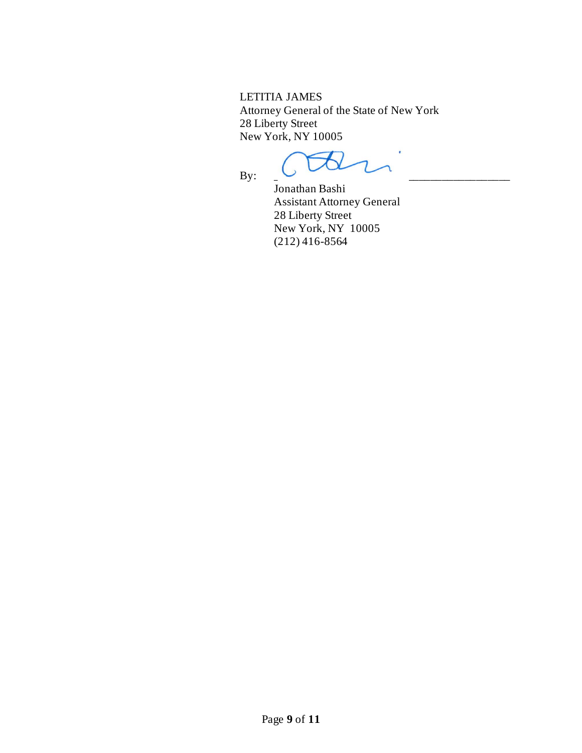LETITIA JAMES
Attorney General of the State of New York
28 Liberty Street
New York, NY 10005

By: _________________________

Jonathan Bashi
Assistant Attorney General
28 Liberty Street
New York, NY 10005
(212) 416-8564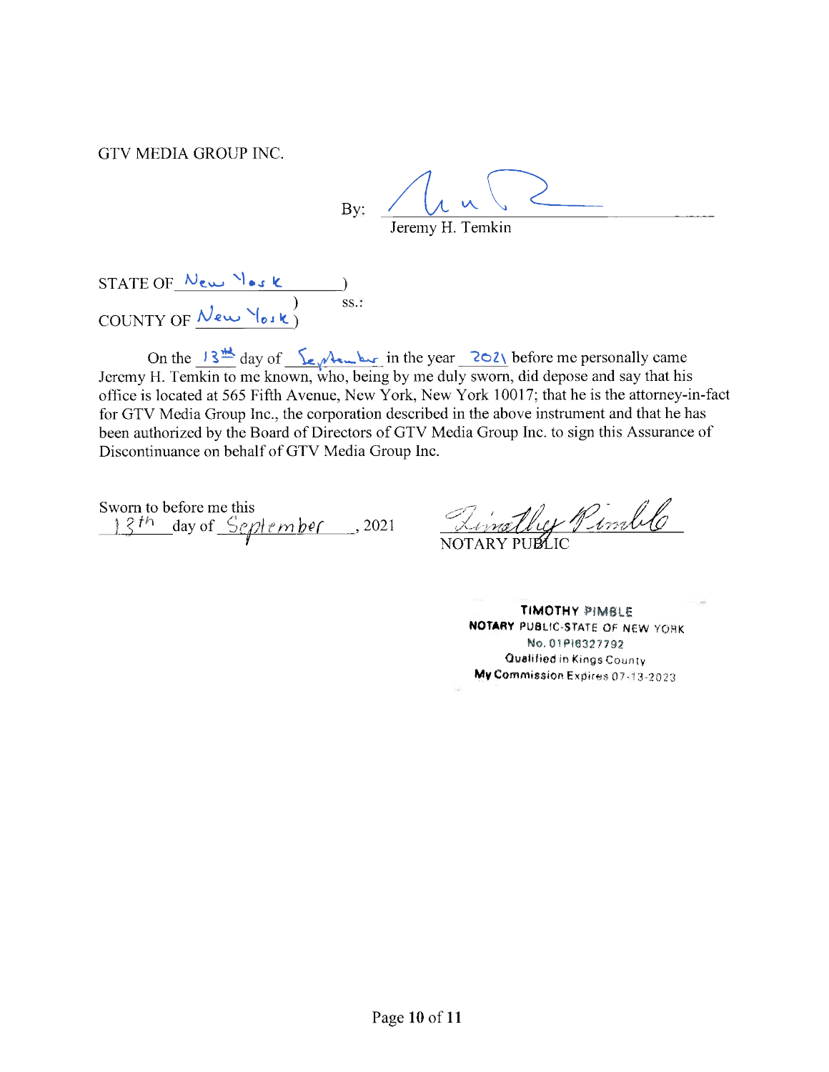GTV MEDIA GROUP INC.

By: ______________________________
Jeremy H. Temkin

STATE OF New York )
) ss.:
COUNTY OF New York )

On the 13th day of September in the year 2021 before me personally came Jeremy H. Temkin to me known, who, being by me duly sworn, did depose and say that his office is located at 565 Fifth Avenue, New York, New York 10017; that he is the attorney-in-fact for GTV Media Group Inc., the corporation described in the above instrument and that he has been authorized by the Board of Directors of GTV Media Group Inc. to sign this Assurance of Discontinuance on behalf of GTV Media Group Inc.

Sworn to before me this
13th day of September, 2021

______________________________
NOTARY PUBLIC

TIMOTHY PIMBLE
NOTARY PUBLIC-STATE OF NEW YORK
No. 01PI6327792
Qualified in Kings County
My Commission Expires 07-13-2023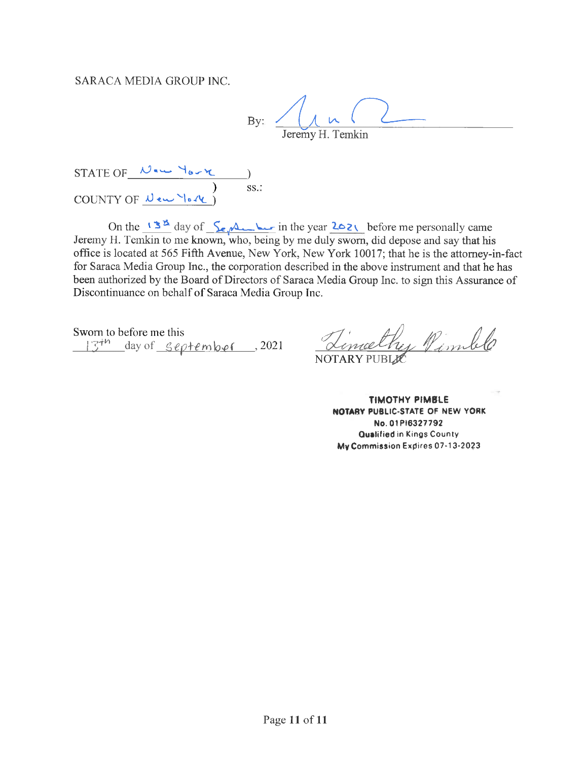SARACA MEDIA GROUP INC.

By: ______________________
Jeremy H. Temkin

STATE OF New York )
) ss.:
COUNTY OF New York )

On the 13th day of September in the year 2021 before me personally came Jeremy H. Temkin to me known, who, being by me duly sworn, did depose and say that his office is located at 565 Fifth Avenue, New York, New York 10017; that he is the attorney-in-fact for Saraca Media Group Inc., the corporation described in the above instrument and that he has been authorized by the Board of Directors of Saraca Media Group Inc. to sign this Assurance of Discontinuance on behalf of Saraca Media Group Inc.

Sworn to before me this
13th day of September, 2021

Timothy Pimble
NOTARY PUBLIC

**TIMOTHY PIMBLE**
**NOTARY PUBLIC-STATE OF NEW YORK**
**No. 01PI6327792**
**Qualified in Kings County**
**My Commission Expires 07-13-2023**